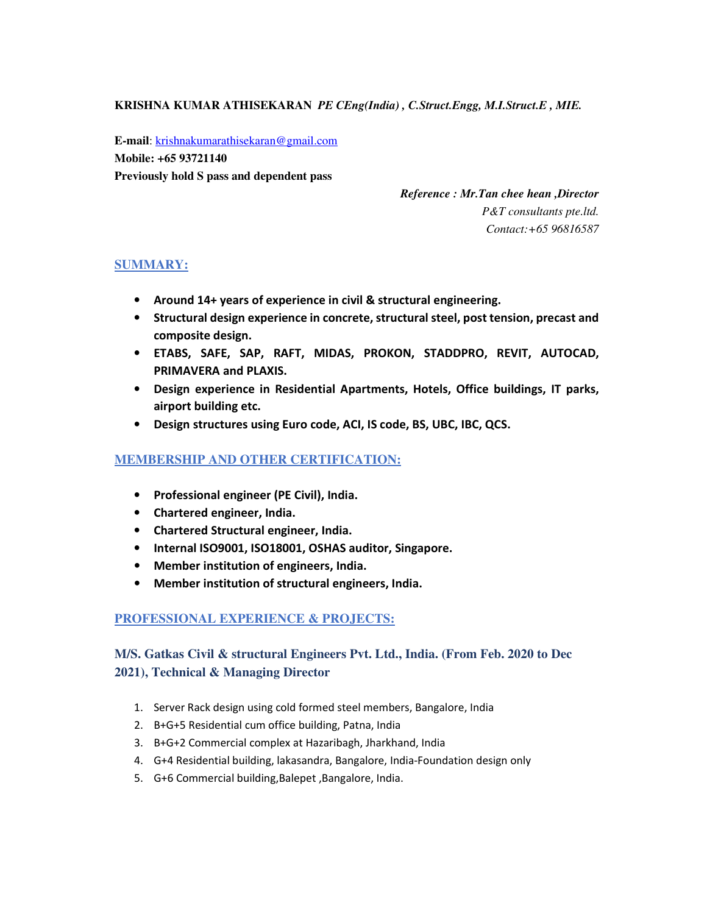**KRISHNA KUMAR ATHISEKARAN** ***PE CEng(India) , C.Struct.Engg, M.I.Struct.E , MIE.***

**E-mail**: krishnakumarathisekaran@gmail.com
**Mobile: +65 93721140**
**Previously hold S pass and dependent pass**

***Reference : Mr.Tan chee hean ,Director***
*P&T consultants pte.ltd.*
*Contact:+65 96816587*

## SUMMARY:

- **Around 14+ years of experience in civil & structural engineering.**
- **Structural design experience in concrete, structural steel, post tension, precast and composite design.**
- **ETABS, SAFE, SAP, RAFT, MIDAS, PROKON, STADDPRO, REVIT, AUTOCAD, PRIMAVERA and PLAXIS.**
- **Design experience in Residential Apartments, Hotels, Office buildings, IT parks, airport building etc.**
- **Design structures using Euro code, ACI, IS code, BS, UBC, IBC, QCS.**

## MEMBERSHIP AND OTHER CERTIFICATION:

- **Professional engineer (PE Civil), India.**
- **Chartered engineer, India.**
- **Chartered Structural engineer, India.**
- **Internal ISO9001, ISO18001, OSHAS auditor, Singapore.**
- **Member institution of engineers, India.**
- **Member institution of structural engineers, India.**

## PROFESSIONAL EXPERIENCE & PROJECTS:

### M/S. Gatkas Civil & structural Engineers Pvt. Ltd., India. (From Feb. 2020 to Dec 2021), Technical & Managing Director

1. Server Rack design using cold formed steel members, Bangalore, India
2. B+G+5 Residential cum office building, Patna, India
3. B+G+2 Commercial complex at Hazaribagh, Jharkhand, India
4. G+4 Residential building, lakasandra, Bangalore, India-Foundation design only
5. G+6 Commercial building,Balepet ,Bangalore, India.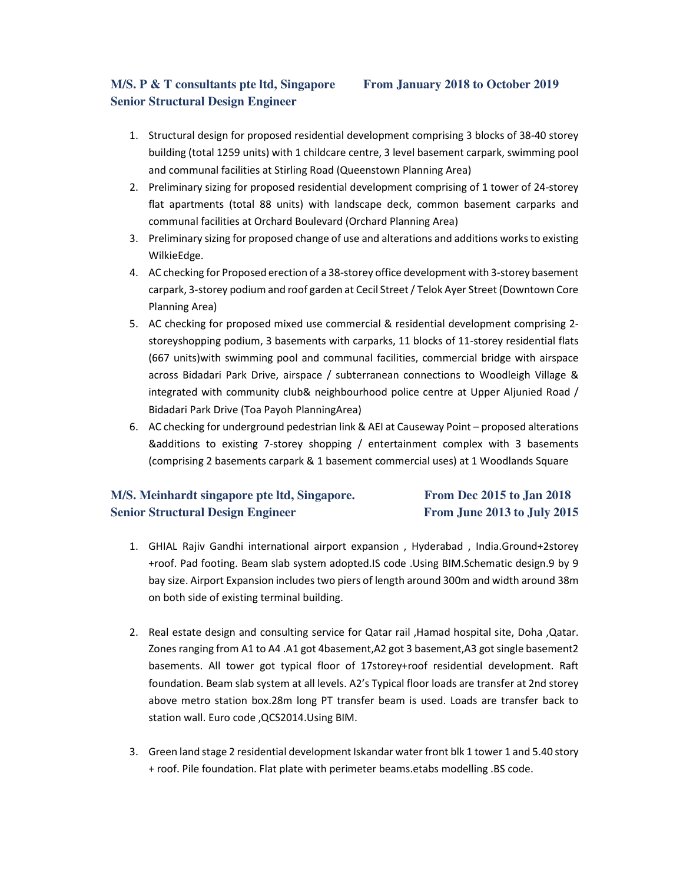**M/S. P & T consultants pte ltd, Singapore** **From January 2018 to October 2019**
**Senior Structural Design Engineer**

1. Structural design for proposed residential development comprising 3 blocks of 38-40 storey building (total 1259 units) with 1 childcare centre, 3 level basement carpark, swimming pool and communal facilities at Stirling Road (Queenstown Planning Area)
2. Preliminary sizing for proposed residential development comprising of 1 tower of 24-storey flat apartments (total 88 units) with landscape deck, common basement carparks and communal facilities at Orchard Boulevard (Orchard Planning Area)
3. Preliminary sizing for proposed change of use and alterations and additions works to existing WilkieEdge.
4. AC checking for Proposed erection of a 38-storey office development with 3-storey basement carpark, 3-storey podium and roof garden at Cecil Street / Telok Ayer Street (Downtown Core Planning Area)
5. AC checking for proposed mixed use commercial & residential development comprising 2-storeyshopping podium, 3 basements with carparks, 11 blocks of 11-storey residential flats (667 units)with swimming pool and communal facilities, commercial bridge with airspace across Bidadari Park Drive, airspace / subterranean connections to Woodleigh Village & integrated with community club& neighbourhood police centre at Upper Aljunied Road / Bidadari Park Drive (Toa Payoh PlanningArea)
6. AC checking for underground pedestrian link & AEI at Causeway Point – proposed alterations &additions to existing 7-storey shopping / entertainment complex with 3 basements (comprising 2 basements carpark & 1 basement commercial uses) at 1 Woodlands Square

**M/S. Meinhardt singapore pte ltd, Singapore.** **From Dec 2015 to Jan 2018**
**Senior Structural Design Engineer** **From June 2013 to July 2015**

1. GHIAL Rajiv Gandhi international airport expansion , Hyderabad , India.Ground+2storey +roof. Pad footing. Beam slab system adopted.IS code .Using BIM.Schematic design.9 by 9 bay size. Airport Expansion includes two piers of length around 300m and width around 38m on both side of existing terminal building.

2. Real estate design and consulting service for Qatar rail ,Hamad hospital site, Doha ,Qatar. Zones ranging from A1 to A4 .A1 got 4basement,A2 got 3 basement,A3 got single basement2 basements. All tower got typical floor of 17storey+roof residential development. Raft foundation. Beam slab system at all levels. A2's Typical floor loads are transfer at 2nd storey above metro station box.28m long PT transfer beam is used. Loads are transfer back to station wall. Euro code ,QCS2014.Using BIM.

3. Green land stage 2 residential development Iskandar water front blk 1 tower 1 and 5.40 story + roof. Pile foundation. Flat plate with perimeter beams.etabs modelling .BS code.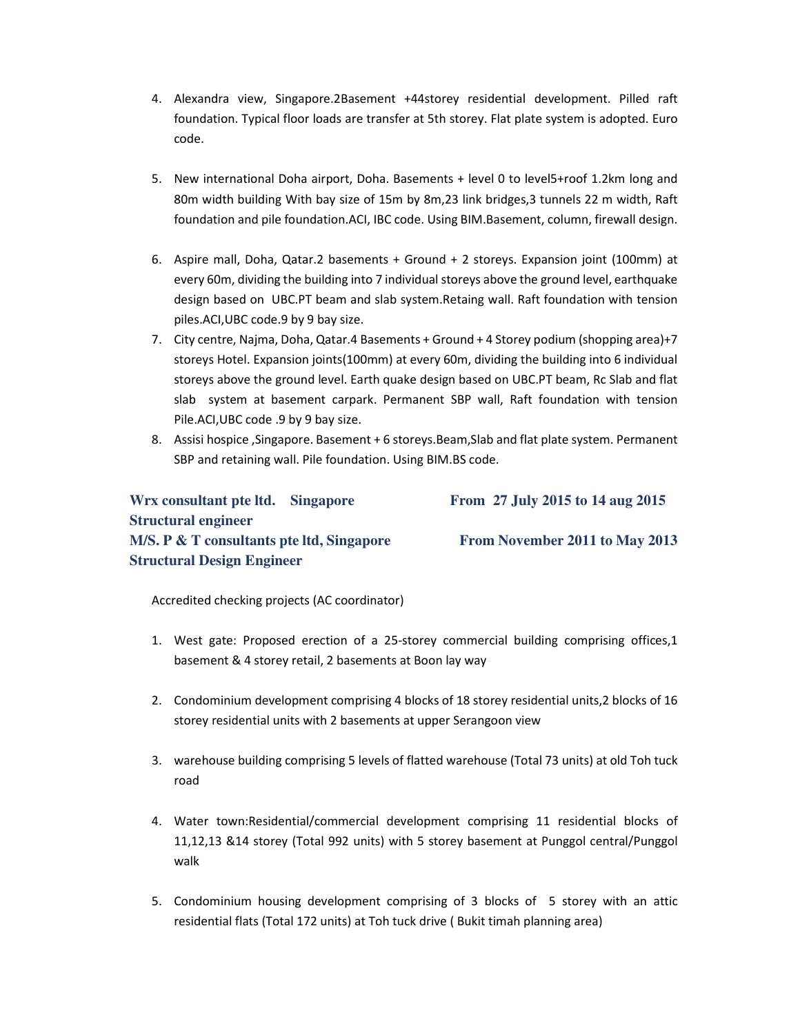4. Alexandra view, Singapore.2Basement +44storey residential development. Pilled raft foundation. Typical floor loads are transfer at 5th storey. Flat plate system is adopted. Euro code.

5. New international Doha airport, Doha. Basements + level 0 to level5+roof 1.2km long and 80m width building With bay size of 15m by 8m,23 link bridges,3 tunnels 22 m width, Raft foundation and pile foundation.ACI, IBC code. Using BIM.Basement, column, firewall design.

6. Aspire mall, Doha, Qatar.2 basements + Ground + 2 storeys. Expansion joint (100mm) at every 60m, dividing the building into 7 individual storeys above the ground level, earthquake design based on UBC.PT beam and slab system.Retaing wall. Raft foundation with tension piles.ACI,UBC code.9 by 9 bay size.
7. City centre, Najma, Doha, Qatar.4 Basements + Ground + 4 Storey podium (shopping area)+7 storeys Hotel. Expansion joints(100mm) at every 60m, dividing the building into 6 individual storeys above the ground level. Earth quake design based on UBC.PT beam, Rc Slab and flat slab system at basement carpark. Permanent SBP wall, Raft foundation with tension Pile.ACI,UBC code .9 by 9 bay size.
8. Assisi hospice ,Singapore. Basement + 6 storeys.Beam,Slab and flat plate system. Permanent SBP and retaining wall. Pile foundation. Using BIM.BS code.

**Wrx consultant pte ltd. Singapore** **From 27 July 2015 to 14 aug 2015**
**Structural engineer**
**M/S. P & T consultants pte ltd, Singapore** **From November 2011 to May 2013**
**Structural Design Engineer**

Accredited checking projects (AC coordinator)

1. West gate: Proposed erection of a 25-storey commercial building comprising offices,1 basement & 4 storey retail, 2 basements at Boon lay way

2. Condominium development comprising 4 blocks of 18 storey residential units,2 blocks of 16 storey residential units with 2 basements at upper Serangoon view

3. warehouse building comprising 5 levels of flatted warehouse (Total 73 units) at old Toh tuck road

4. Water town:Residential/commercial development comprising 11 residential blocks of 11,12,13 &14 storey (Total 992 units) with 5 storey basement at Punggol central/Punggol walk

5. Condominium housing development comprising of 3 blocks of 5 storey with an attic residential flats (Total 172 units) at Toh tuck drive ( Bukit timah planning area)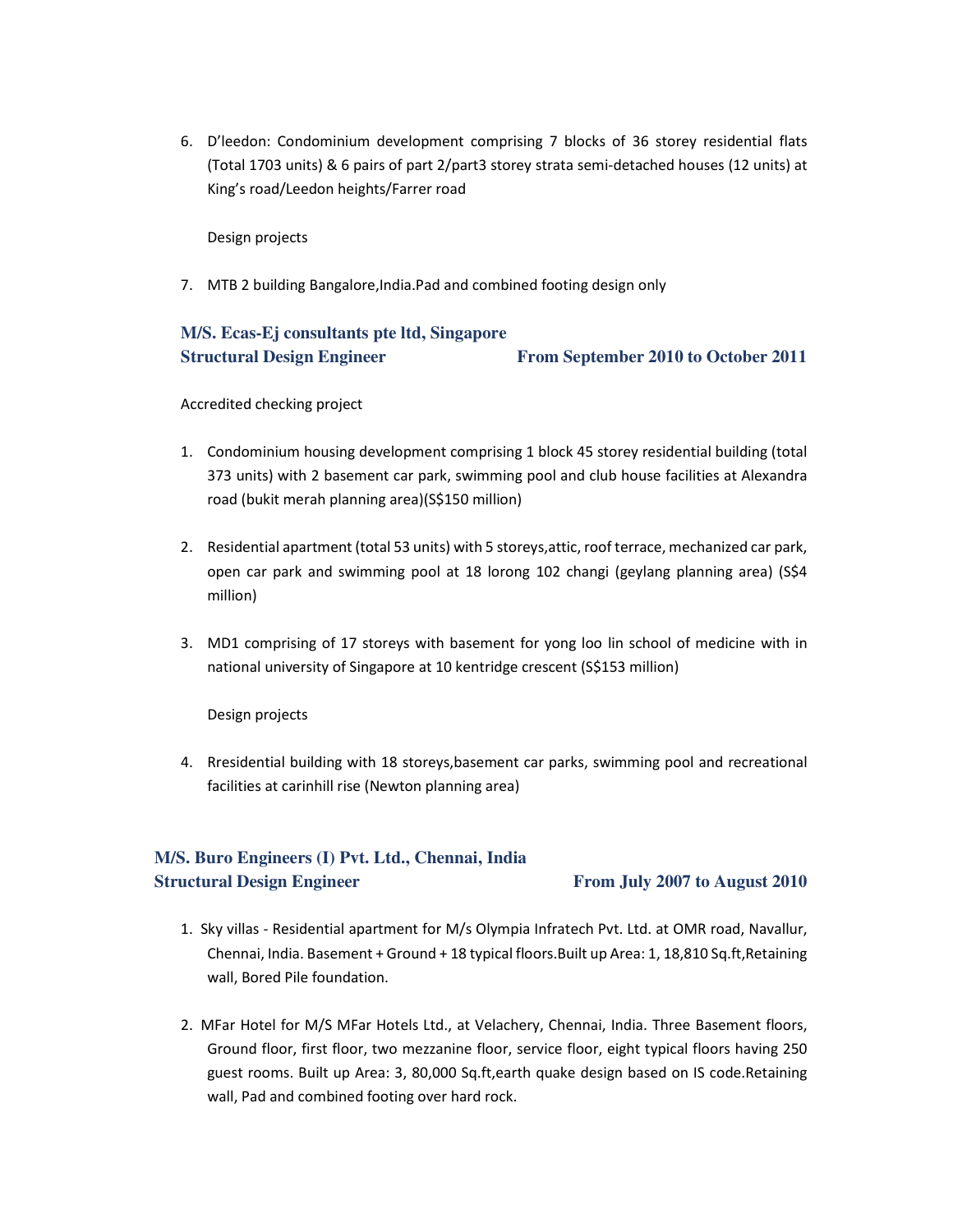6. D'leedon: Condominium development comprising 7 blocks of 36 storey residential flats (Total 1703 units) & 6 pairs of part 2/part3 storey strata semi-detached houses (12 units) at King's road/Leedon heights/Farrer road

   Design projects

7. MTB 2 building Bangalore,India.Pad and combined footing design only

### M/S. Ecas-Ej consultants pte ltd, Singapore
### Structural Design Engineer — From September 2010 to October 2011

Accredited checking project

1. Condominium housing development comprising 1 block 45 storey residential building (total 373 units) with 2 basement car park, swimming pool and club house facilities at Alexandra road (bukit merah planning area)(S$150 million)

2. Residential apartment (total 53 units) with 5 storeys,attic, roof terrace, mechanized car park, open car park and swimming pool at 18 lorong 102 changi (geylang planning area) (S$4 million)

3. MD1 comprising of 17 storeys with basement for yong loo lin school of medicine with in national university of Singapore at 10 kentridge crescent (S$153 million)

   Design projects

4. Rresidential building with 18 storeys,basement car parks, swimming pool and recreational facilities at carinhill rise (Newton planning area)

### M/S. Buro Engineers (I) Pvt. Ltd., Chennai, India
### Structural Design Engineer — From July 2007 to August 2010

1. Sky villas - Residential apartment for M/s Olympia Infratech Pvt. Ltd. at OMR road, Navallur, Chennai, India. Basement + Ground + 18 typical floors.Built up Area: 1, 18,810 Sq.ft,Retaining wall, Bored Pile foundation.

2. MFar Hotel for M/S MFar Hotels Ltd., at Velachery, Chennai, India. Three Basement floors, Ground floor, first floor, two mezzanine floor, service floor, eight typical floors having 250 guest rooms. Built up Area: 3, 80,000 Sq.ft,earth quake design based on IS code.Retaining wall, Pad and combined footing over hard rock.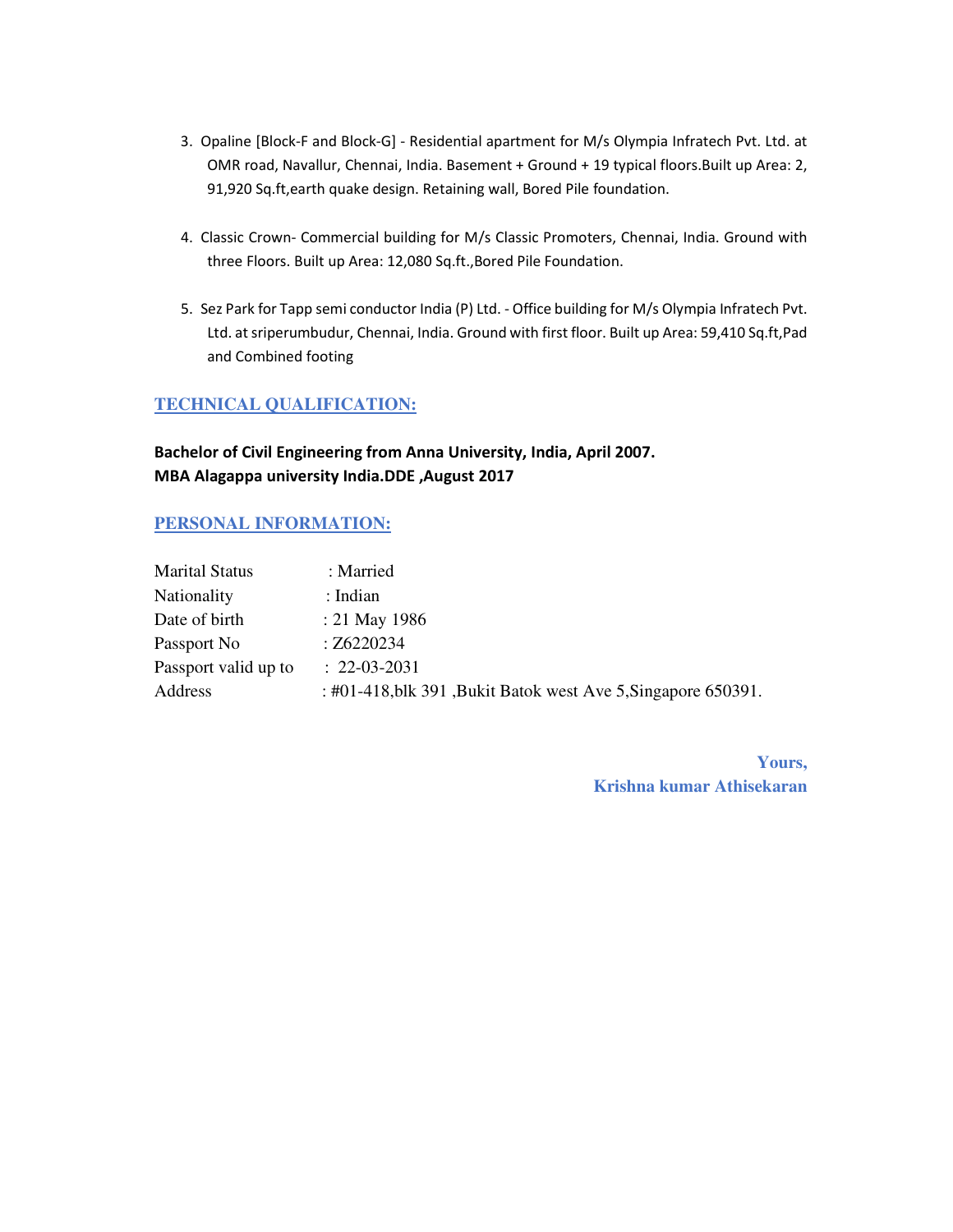3. Opaline [Block-F and Block-G] - Residential apartment for M/s Olympia Infratech Pvt. Ltd. at OMR road, Navallur, Chennai, India. Basement + Ground + 19 typical floors.Built up Area: 2, 91,920 Sq.ft,earth quake design. Retaining wall, Bored Pile foundation.

4. Classic Crown- Commercial building for M/s Classic Promoters, Chennai, India. Ground with three Floors. Built up Area: 12,080 Sq.ft.,Bored Pile Foundation.

5. Sez Park for Tapp semi conductor India (P) Ltd. - Office building for M/s Olympia Infratech Pvt. Ltd. at sriperumbudur, Chennai, India. Ground with first floor. Built up Area: 59,410 Sq.ft,Pad and Combined footing

## TECHNICAL QUALIFICATION:

**Bachelor of Civil Engineering from Anna University, India, April 2007.**
**MBA Alagappa university India.DDE ,August 2017**

## PERSONAL INFORMATION:

| | |
|---|---|
| Marital Status | : Married |
| Nationality | : Indian |
| Date of birth | : 21 May 1986 |
| Passport No | : Z6220234 |
| Passport valid up to | : 22-03-2031 |
| Address | : #01-418,blk 391 ,Bukit Batok west Ave 5,Singapore 650391. |

**Yours,**
**Krishna kumar Athisekaran**